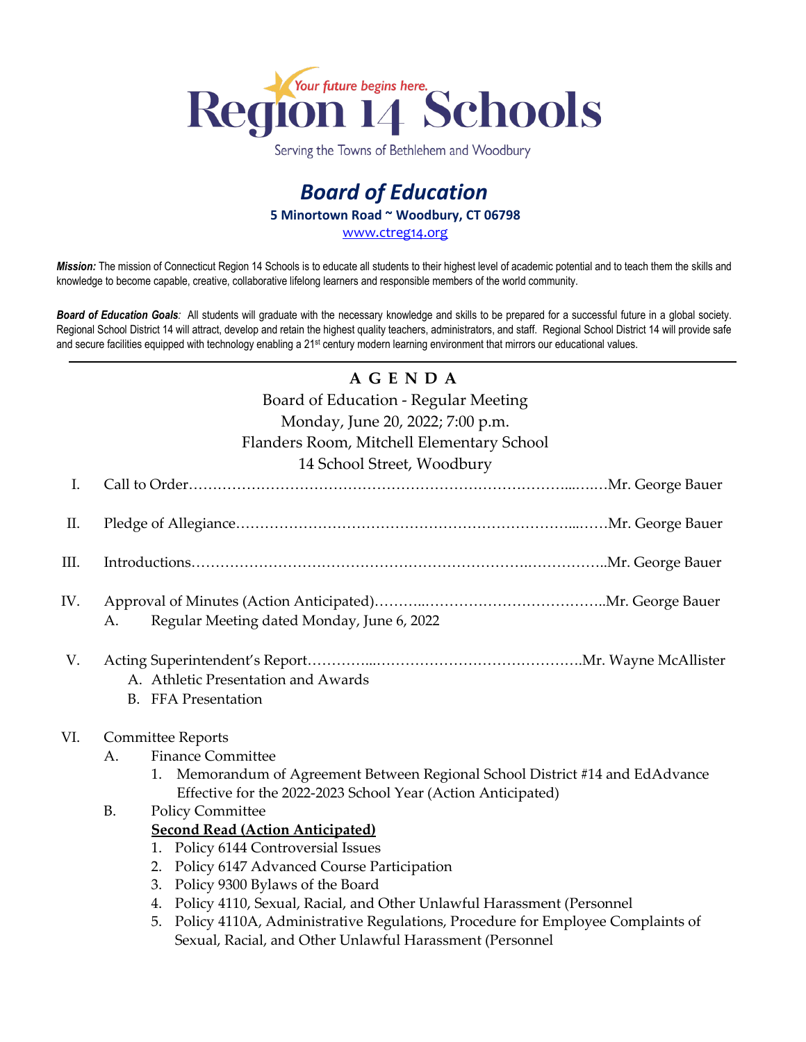# Region 14 Schools

*Your future begins here.*

Serving the Towns of Bethlehem and Woodbury

## *Board of Education*

**5 Minortown Road ~ Woodbury, CT 06798**

www.ctreg14.org

***Mission:*** The mission of Connecticut Region 14 Schools is to educate all students to their highest level of academic potential and to teach them the skills and knowledge to become capable, creative, collaborative lifelong learners and responsible members of the world community.

***Board of Education Goals:*** All students will graduate with the necessary knowledge and skills to be prepared for a successful future in a global society. Regional School District 14 will attract, develop and retain the highest quality teachers, administrators, and staff. Regional School District 14 will provide safe and secure facilities equipped with technology enabling a 21st century modern learning environment that mirrors our educational values.

---

**A G E N D A**

Board of Education - Regular Meeting
Monday, June 20, 2022; 7:00 p.m.
Flanders Room, Mitchell Elementary School
14 School Street, Woodbury

I. Call to Order……………………………………………………………………..……Mr. George Bauer

II. Pledge of Allegiance…………………………………………………………...……Mr. George Bauer

III. Introductions…………………………………………………………….……………..Mr. George Bauer

IV. Approval of Minutes (Action Anticipated)………..………………………………..Mr. George Bauer
   A. Regular Meeting dated Monday, June 6, 2022

V. Acting Superintendent's Report………...…………………………………….Mr. Wayne McAllister
   A. Athletic Presentation and Awards
   B. FFA Presentation

VI. Committee Reports
   A. Finance Committee
      1. Memorandum of Agreement Between Regional School District #14 and EdAdvance Effective for the 2022-2023 School Year (Action Anticipated)
   B. Policy Committee
      **Second Read (Action Anticipated)**
      1. Policy 6144 Controversial Issues
      2. Policy 6147 Advanced Course Participation
      3. Policy 9300 Bylaws of the Board
      4. Policy 4110, Sexual, Racial, and Other Unlawful Harassment (Personnel
      5. Policy 4110A, Administrative Regulations, Procedure for Employee Complaints of Sexual, Racial, and Other Unlawful Harassment (Personnel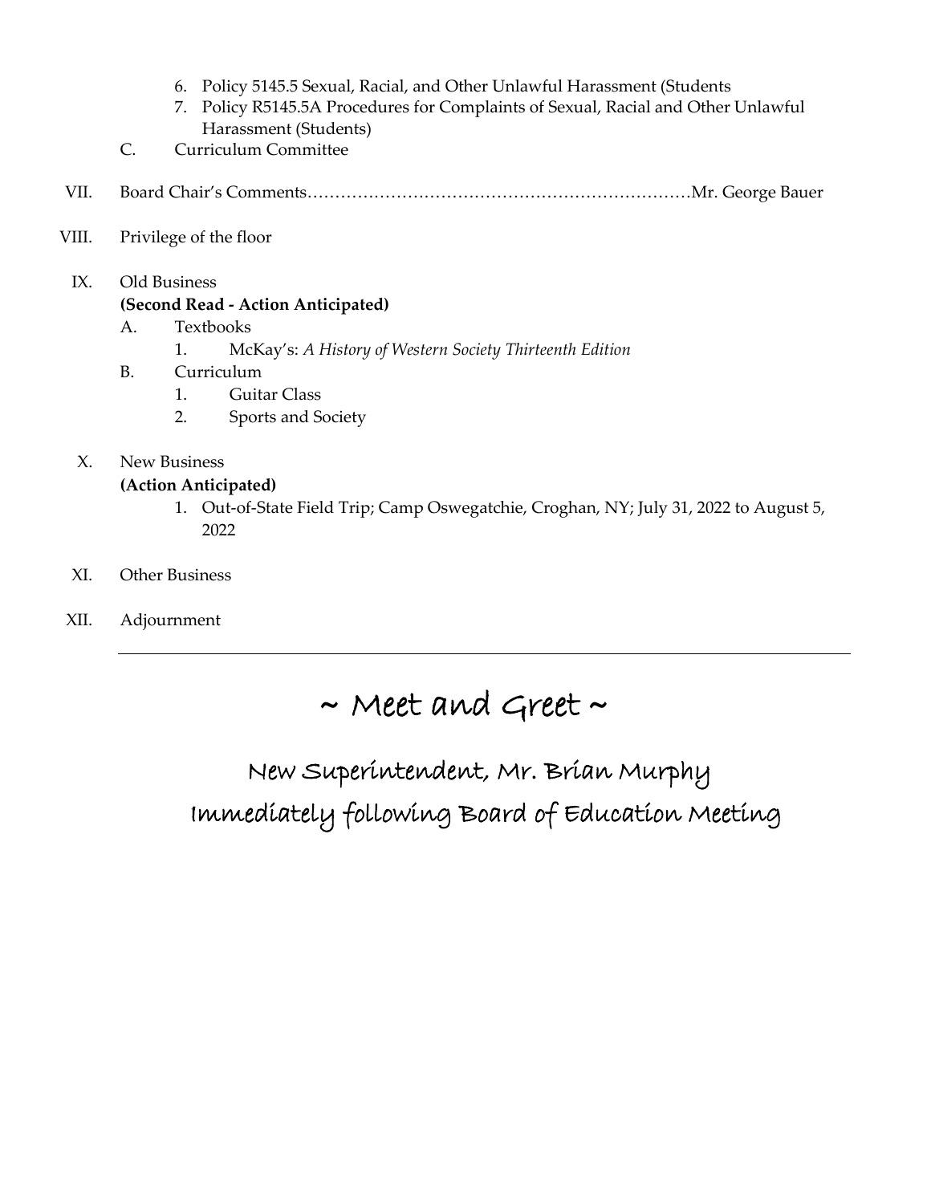6. Policy 5145.5 Sexual, Racial, and Other Unlawful Harassment (Students
7. Policy R5145.5A Procedures for Complaints of Sexual, Racial and Other Unlawful Harassment (Students)

C. Curriculum Committee

VII. Board Chair's Comments……………………………………………………………Mr. George Bauer

VIII. Privilege of the floor

IX. Old Business

**(Second Read - Action Anticipated)**

A. Textbooks
   1. McKay's: *A History of Western Society Thirteenth Edition*

B. Curriculum
   1. Guitar Class
   2. Sports and Society

X. New Business

**(Action Anticipated)**

1. Out-of-State Field Trip; Camp Oswegatchie, Croghan, NY; July 31, 2022 to August 5, 2022

XI. Other Business

XII. Adjournment

---

# ~ Meet and Greet ~

## New Superintendent, Mr. Brian Murphy
## Immediately following Board of Education Meeting